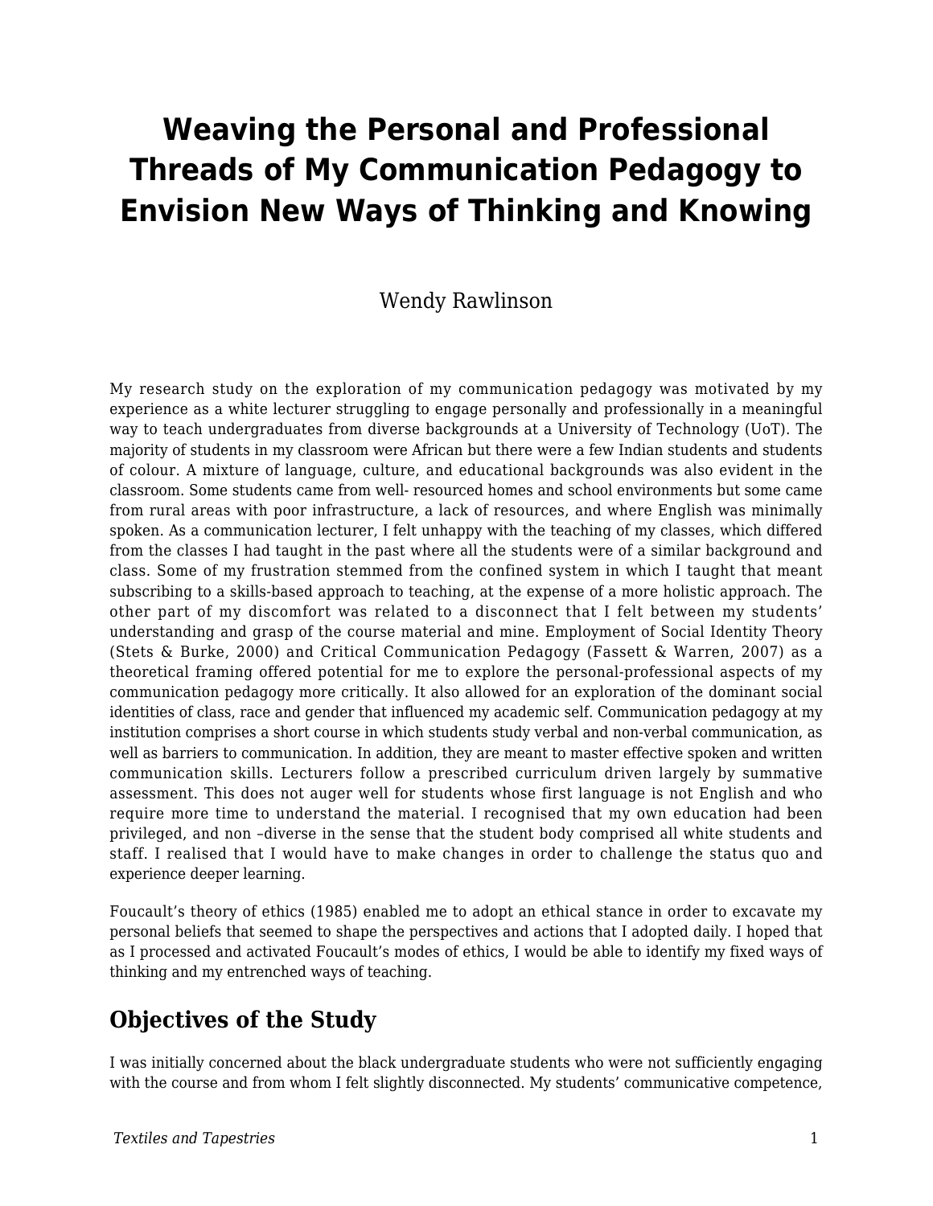# Weaving the Personal and Professional Threads of My Communication Pedagogy to Envision New Ways of Thinking and Knowing

Wendy Rawlinson

My research study on the exploration of my communication pedagogy was motivated by my experience as a white lecturer struggling to engage personally and professionally in a meaningful way to teach undergraduates from diverse backgrounds at a University of Technology (UoT). The majority of students in my classroom were African but there were a few Indian students and students of colour. A mixture of language, culture, and educational backgrounds was also evident in the classroom. Some students came from well- resourced homes and school environments but some came from rural areas with poor infrastructure, a lack of resources, and where English was minimally spoken. As a communication lecturer, I felt unhappy with the teaching of my classes, which differed from the classes I had taught in the past where all the students were of a similar background and class. Some of my frustration stemmed from the confined system in which I taught that meant subscribing to a skills-based approach to teaching, at the expense of a more holistic approach. The other part of my discomfort was related to a disconnect that I felt between my students' understanding and grasp of the course material and mine. Employment of Social Identity Theory (Stets & Burke, 2000) and Critical Communication Pedagogy (Fassett & Warren, 2007) as a theoretical framing offered potential for me to explore the personal-professional aspects of my communication pedagogy more critically. It also allowed for an exploration of the dominant social identities of class, race and gender that influenced my academic self. Communication pedagogy at my institution comprises a short course in which students study verbal and non-verbal communication, as well as barriers to communication. In addition, they are meant to master effective spoken and written communication skills. Lecturers follow a prescribed curriculum driven largely by summative assessment. This does not auger well for students whose first language is not English and who require more time to understand the material. I recognised that my own education had been privileged, and non –diverse in the sense that the student body comprised all white students and staff. I realised that I would have to make changes in order to challenge the status quo and experience deeper learning.

Foucault's theory of ethics (1985) enabled me to adopt an ethical stance in order to excavate my personal beliefs that seemed to shape the perspectives and actions that I adopted daily. I hoped that as I processed and activated Foucault's modes of ethics, I would be able to identify my fixed ways of thinking and my entrenched ways of teaching.

## Objectives of the Study

I was initially concerned about the black undergraduate students who were not sufficiently engaging with the course and from whom I felt slightly disconnected. My students' communicative competence,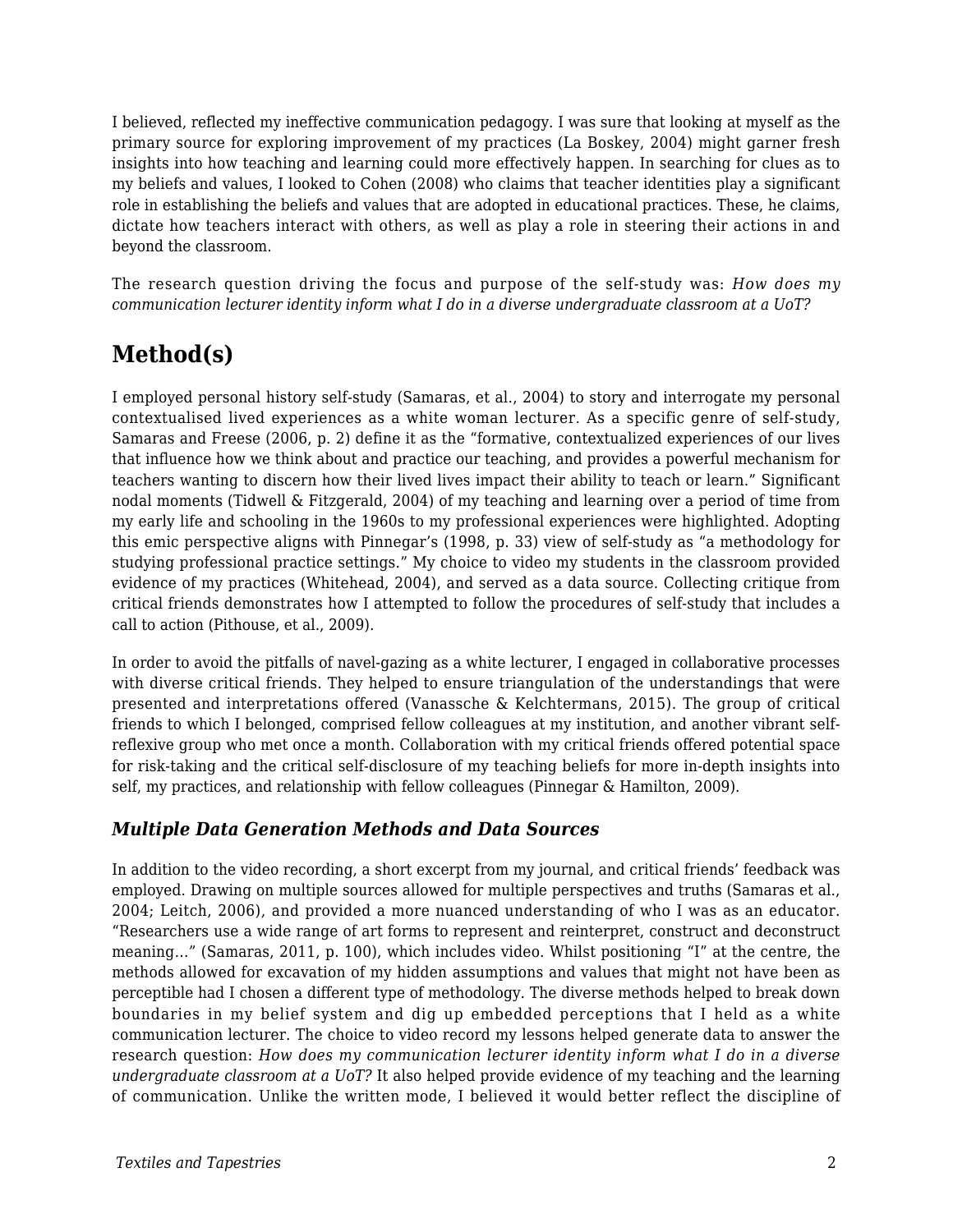I believed, reflected my ineffective communication pedagogy. I was sure that looking at myself as the primary source for exploring improvement of my practices (La Boskey, 2004) might garner fresh insights into how teaching and learning could more effectively happen. In searching for clues as to my beliefs and values, I looked to Cohen (2008) who claims that teacher identities play a significant role in establishing the beliefs and values that are adopted in educational practices. These, he claims, dictate how teachers interact with others, as well as play a role in steering their actions in and beyond the classroom.

The research question driving the focus and purpose of the self-study was: *How does my communication lecturer identity inform what I do in a diverse undergraduate classroom at a UoT?*

## Method(s)

I employed personal history self-study (Samaras, et al., 2004) to story and interrogate my personal contextualised lived experiences as a white woman lecturer. As a specific genre of self-study, Samaras and Freese (2006, p. 2) define it as the "formative, contextualized experiences of our lives that influence how we think about and practice our teaching, and provides a powerful mechanism for teachers wanting to discern how their lived lives impact their ability to teach or learn." Significant nodal moments (Tidwell & Fitzgerald, 2004) of my teaching and learning over a period of time from my early life and schooling in the 1960s to my professional experiences were highlighted. Adopting this emic perspective aligns with Pinnegar's (1998, p. 33) view of self-study as "a methodology for studying professional practice settings." My choice to video my students in the classroom provided evidence of my practices (Whitehead, 2004), and served as a data source. Collecting critique from critical friends demonstrates how I attempted to follow the procedures of self-study that includes a call to action (Pithouse, et al., 2009).

In order to avoid the pitfalls of navel-gazing as a white lecturer, I engaged in collaborative processes with diverse critical friends. They helped to ensure triangulation of the understandings that were presented and interpretations offered (Vanassche & Kelchtermans, 2015). The group of critical friends to which I belonged, comprised fellow colleagues at my institution, and another vibrant self-reflexive group who met once a month. Collaboration with my critical friends offered potential space for risk-taking and the critical self-disclosure of my teaching beliefs for more in-depth insights into self, my practices, and relationship with fellow colleagues (Pinnegar & Hamilton, 2009).

### *Multiple Data Generation Methods and Data Sources*

In addition to the video recording, a short excerpt from my journal, and critical friends' feedback was employed. Drawing on multiple sources allowed for multiple perspectives and truths (Samaras et al., 2004; Leitch, 2006), and provided a more nuanced understanding of who I was as an educator. "Researchers use a wide range of art forms to represent and reinterpret, construct and deconstruct meaning…" (Samaras, 2011, p. 100), which includes video. Whilst positioning "I" at the centre, the methods allowed for excavation of my hidden assumptions and values that might not have been as perceptible had I chosen a different type of methodology. The diverse methods helped to break down boundaries in my belief system and dig up embedded perceptions that I held as a white communication lecturer. The choice to video record my lessons helped generate data to answer the research question: *How does my communication lecturer identity inform what I do in a diverse undergraduate classroom at a UoT?* It also helped provide evidence of my teaching and the learning of communication. Unlike the written mode, I believed it would better reflect the discipline of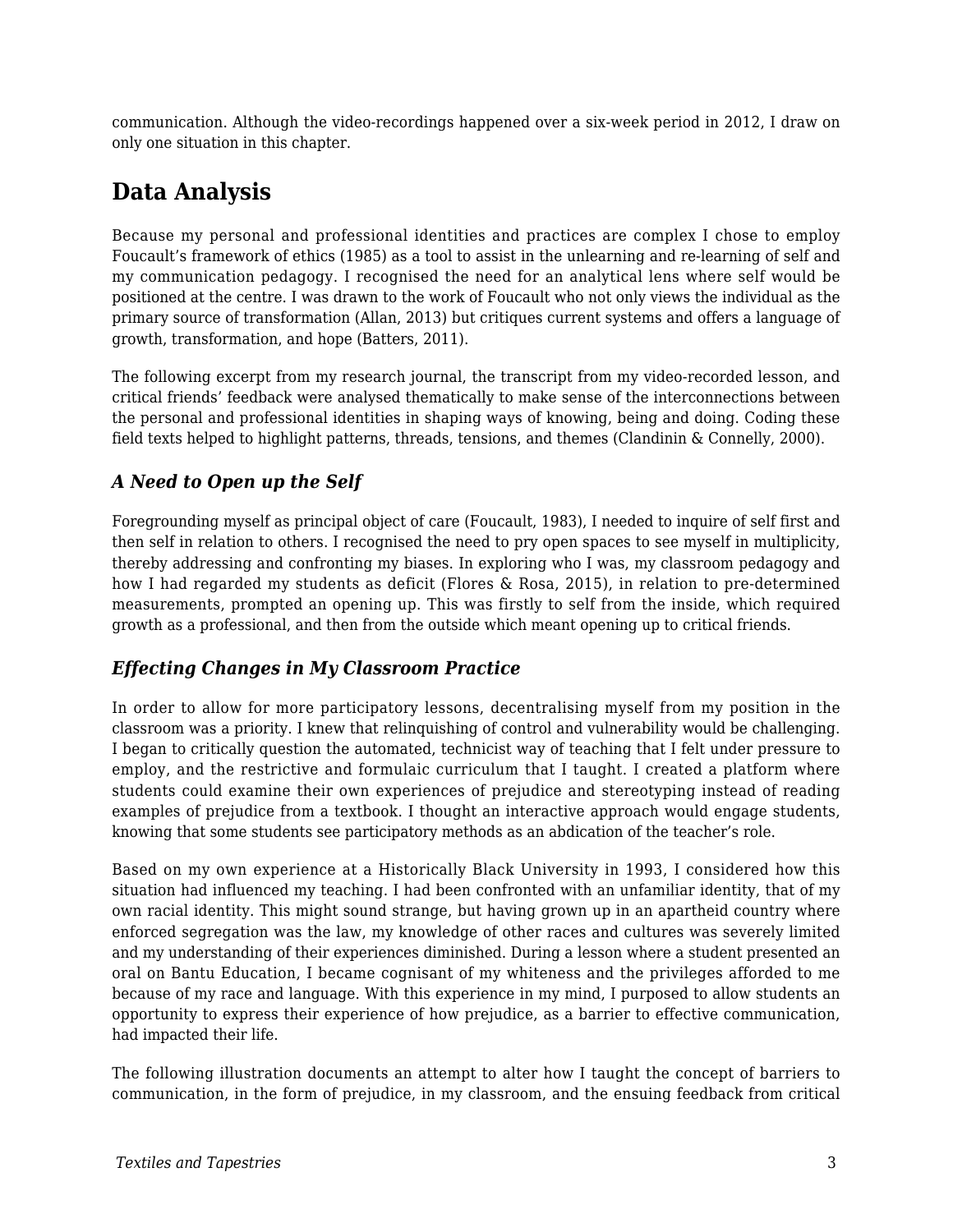communication. Although the video-recordings happened over a six-week period in 2012, I draw on only one situation in this chapter.

## Data Analysis

Because my personal and professional identities and practices are complex I chose to employ Foucault's framework of ethics (1985) as a tool to assist in the unlearning and re-learning of self and my communication pedagogy. I recognised the need for an analytical lens where self would be positioned at the centre. I was drawn to the work of Foucault who not only views the individual as the primary source of transformation (Allan, 2013) but critiques current systems and offers a language of growth, transformation, and hope (Batters, 2011).

The following excerpt from my research journal, the transcript from my video-recorded lesson, and critical friends' feedback were analysed thematically to make sense of the interconnections between the personal and professional identities in shaping ways of knowing, being and doing. Coding these field texts helped to highlight patterns, threads, tensions, and themes (Clandinin & Connelly, 2000).

### *A Need to Open up the Self*

Foregrounding myself as principal object of care (Foucault, 1983), I needed to inquire of self first and then self in relation to others. I recognised the need to pry open spaces to see myself in multiplicity, thereby addressing and confronting my biases. In exploring who I was, my classroom pedagogy and how I had regarded my students as deficit (Flores & Rosa, 2015), in relation to pre-determined measurements, prompted an opening up. This was firstly to self from the inside, which required growth as a professional, and then from the outside which meant opening up to critical friends.

### *Effecting Changes in My Classroom Practice*

In order to allow for more participatory lessons, decentralising myself from my position in the classroom was a priority. I knew that relinquishing of control and vulnerability would be challenging. I began to critically question the automated, technicist way of teaching that I felt under pressure to employ, and the restrictive and formulaic curriculum that I taught. I created a platform where students could examine their own experiences of prejudice and stereotyping instead of reading examples of prejudice from a textbook. I thought an interactive approach would engage students, knowing that some students see participatory methods as an abdication of the teacher's role.

Based on my own experience at a Historically Black University in 1993, I considered how this situation had influenced my teaching. I had been confronted with an unfamiliar identity, that of my own racial identity. This might sound strange, but having grown up in an apartheid country where enforced segregation was the law, my knowledge of other races and cultures was severely limited and my understanding of their experiences diminished. During a lesson where a student presented an oral on Bantu Education, I became cognisant of my whiteness and the privileges afforded to me because of my race and language. With this experience in my mind, I purposed to allow students an opportunity to express their experience of how prejudice, as a barrier to effective communication, had impacted their life.

The following illustration documents an attempt to alter how I taught the concept of barriers to communication, in the form of prejudice, in my classroom, and the ensuing feedback from critical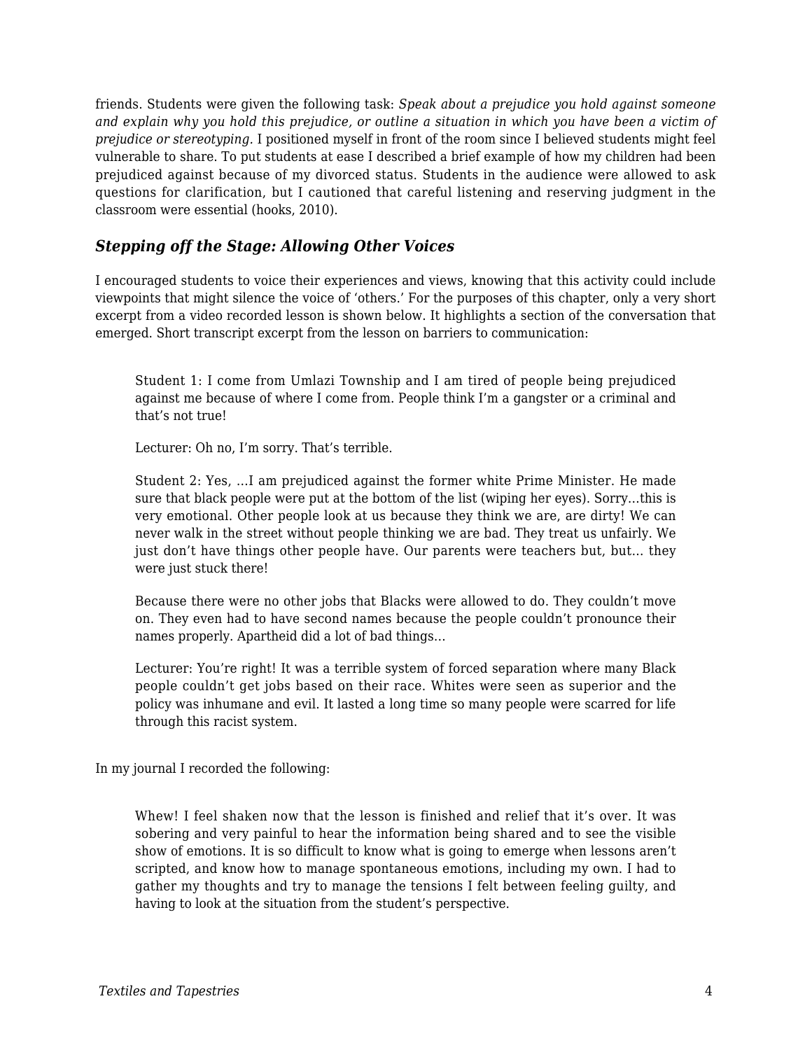friends. Students were given the following task: *Speak about a prejudice you hold against someone and explain why you hold this prejudice, or outline a situation in which you have been a victim of prejudice or stereotyping.* I positioned myself in front of the room since I believed students might feel vulnerable to share. To put students at ease I described a brief example of how my children had been prejudiced against because of my divorced status. Students in the audience were allowed to ask questions for clarification, but I cautioned that careful listening and reserving judgment in the classroom were essential (hooks, 2010).

### *Stepping off the Stage: Allowing Other Voices*

I encouraged students to voice their experiences and views, knowing that this activity could include viewpoints that might silence the voice of 'others.' For the purposes of this chapter, only a very short excerpt from a video recorded lesson is shown below. It highlights a section of the conversation that emerged. Short transcript excerpt from the lesson on barriers to communication:

> Student 1: I come from Umlazi Township and I am tired of people being prejudiced against me because of where I come from. People think I'm a gangster or a criminal and that's not true!
>
> Lecturer: Oh no, I'm sorry. That's terrible.
>
> Student 2: Yes, …I am prejudiced against the former white Prime Minister. He made sure that black people were put at the bottom of the list (wiping her eyes). Sorry…this is very emotional. Other people look at us because they think we are, are dirty! We can never walk in the street without people thinking we are bad. They treat us unfairly. We just don't have things other people have. Our parents were teachers but, but… they were just stuck there!
>
> Because there were no other jobs that Blacks were allowed to do. They couldn't move on. They even had to have second names because the people couldn't pronounce their names properly. Apartheid did a lot of bad things…
>
> Lecturer: You're right! It was a terrible system of forced separation where many Black people couldn't get jobs based on their race. Whites were seen as superior and the policy was inhumane and evil. It lasted a long time so many people were scarred for life through this racist system.

In my journal I recorded the following:

> Whew! I feel shaken now that the lesson is finished and relief that it's over. It was sobering and very painful to hear the information being shared and to see the visible show of emotions. It is so difficult to know what is going to emerge when lessons aren't scripted, and know how to manage spontaneous emotions, including my own. I had to gather my thoughts and try to manage the tensions I felt between feeling guilty, and having to look at the situation from the student's perspective.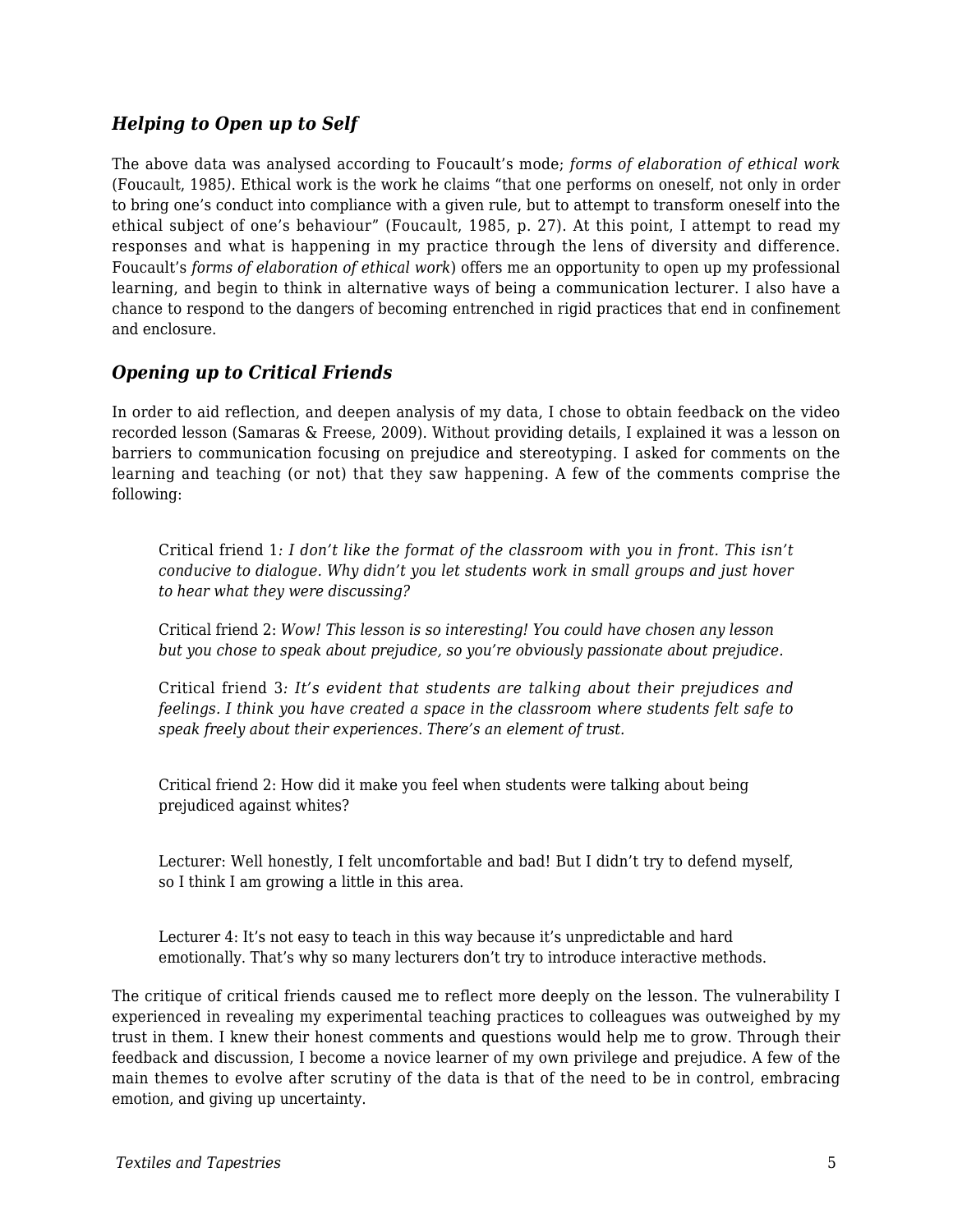### *Helping to Open up to Self*

The above data was analysed according to Foucault's mode; *forms of elaboration of ethical work* (Foucault, 1985*)*. Ethical work is the work he claims "that one performs on oneself, not only in order to bring one's conduct into compliance with a given rule, but to attempt to transform oneself into the ethical subject of one's behaviour" (Foucault, 1985, p. 27). At this point, I attempt to read my responses and what is happening in my practice through the lens of diversity and difference. Foucault's *forms of elaboration of ethical work*) offers me an opportunity to open up my professional learning, and begin to think in alternative ways of being a communication lecturer. I also have a chance to respond to the dangers of becoming entrenched in rigid practices that end in confinement and enclosure.

### *Opening up to Critical Friends*

In order to aid reflection, and deepen analysis of my data, I chose to obtain feedback on the video recorded lesson (Samaras & Freese, 2009). Without providing details, I explained it was a lesson on barriers to communication focusing on prejudice and stereotyping. I asked for comments on the learning and teaching (or not) that they saw happening. A few of the comments comprise the following:

> Critical friend 1*: I don't like the format of the classroom with you in front. This isn't conducive to dialogue. Why didn't you let students work in small groups and just hover to hear what they were discussing?*
>
> Critical friend 2: *Wow! This lesson is so interesting! You could have chosen any lesson but you chose to speak about prejudice, so you're obviously passionate about prejudice.*
>
> Critical friend 3*: It's evident that students are talking about their prejudices and feelings. I think you have created a space in the classroom where students felt safe to speak freely about their experiences. There's an element of trust.*
>
> Critical friend 2: How did it make you feel when students were talking about being prejudiced against whites?
>
> Lecturer: Well honestly, I felt uncomfortable and bad! But I didn't try to defend myself, so I think I am growing a little in this area.
>
> Lecturer 4: It's not easy to teach in this way because it's unpredictable and hard emotionally. That's why so many lecturers don't try to introduce interactive methods.

The critique of critical friends caused me to reflect more deeply on the lesson. The vulnerability I experienced in revealing my experimental teaching practices to colleagues was outweighed by my trust in them. I knew their honest comments and questions would help me to grow. Through their feedback and discussion, I become a novice learner of my own privilege and prejudice. A few of the main themes to evolve after scrutiny of the data is that of the need to be in control, embracing emotion, and giving up uncertainty.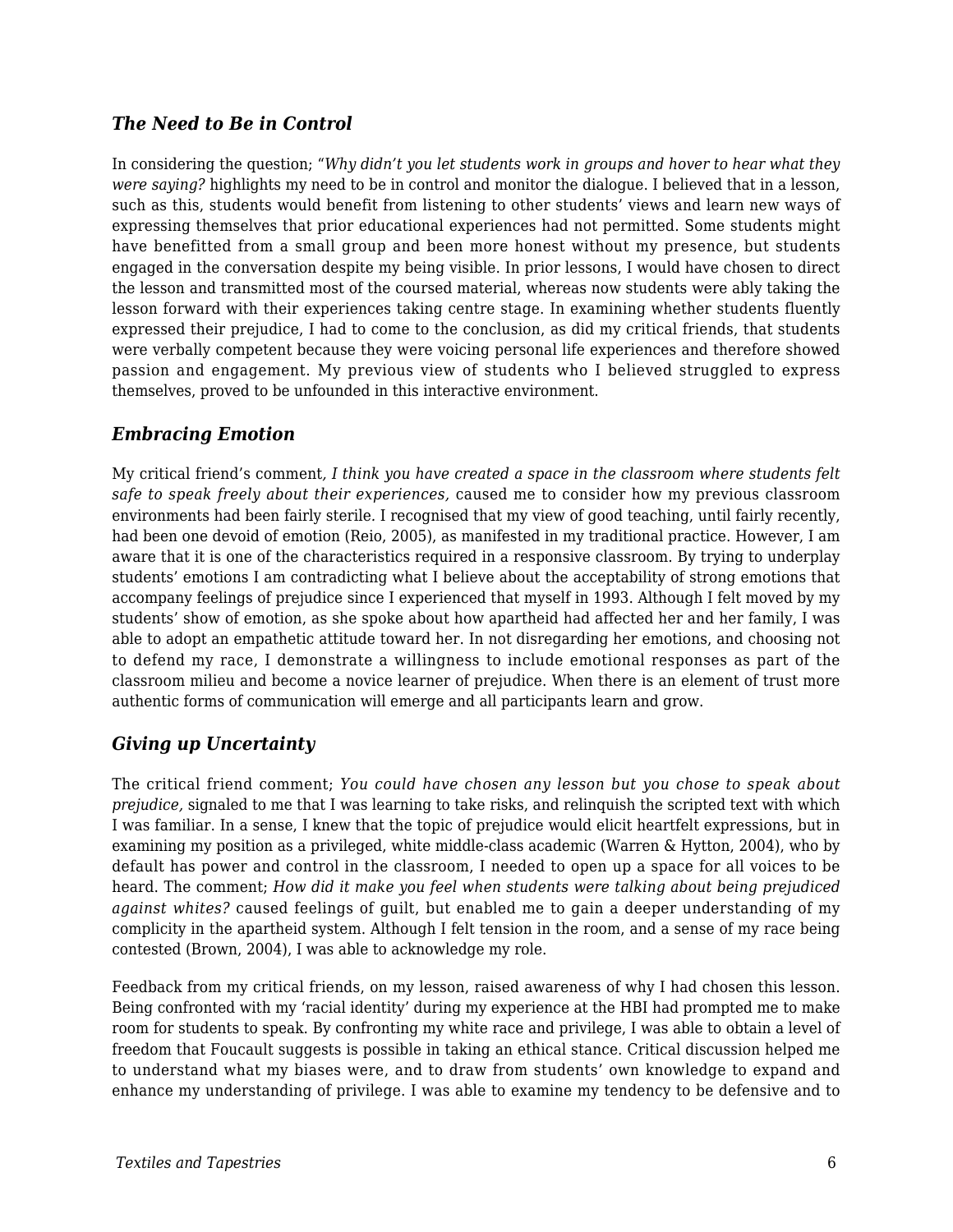### *The Need to Be in Control*

In considering the question; "*Why didn't you let students work in groups and hover to hear what they were saying?* highlights my need to be in control and monitor the dialogue. I believed that in a lesson, such as this, students would benefit from listening to other students' views and learn new ways of expressing themselves that prior educational experiences had not permitted. Some students might have benefitted from a small group and been more honest without my presence, but students engaged in the conversation despite my being visible. In prior lessons, I would have chosen to direct the lesson and transmitted most of the coursed material, whereas now students were ably taking the lesson forward with their experiences taking centre stage. In examining whether students fluently expressed their prejudice, I had to come to the conclusion, as did my critical friends, that students were verbally competent because they were voicing personal life experiences and therefore showed passion and engagement. My previous view of students who I believed struggled to express themselves, proved to be unfounded in this interactive environment.

### *Embracing Emotion*

My critical friend's comment*, I think you have created a space in the classroom where students felt safe to speak freely about their experiences,* caused me to consider how my previous classroom environments had been fairly sterile. I recognised that my view of good teaching, until fairly recently, had been one devoid of emotion (Reio, 2005), as manifested in my traditional practice. However, I am aware that it is one of the characteristics required in a responsive classroom. By trying to underplay students' emotions I am contradicting what I believe about the acceptability of strong emotions that accompany feelings of prejudice since I experienced that myself in 1993. Although I felt moved by my students' show of emotion, as she spoke about how apartheid had affected her and her family, I was able to adopt an empathetic attitude toward her. In not disregarding her emotions, and choosing not to defend my race, I demonstrate a willingness to include emotional responses as part of the classroom milieu and become a novice learner of prejudice. When there is an element of trust more authentic forms of communication will emerge and all participants learn and grow.

### *Giving up Uncertainty*

The critical friend comment; *You could have chosen any lesson but you chose to speak about prejudice,* signaled to me that I was learning to take risks, and relinquish the scripted text with which I was familiar. In a sense, I knew that the topic of prejudice would elicit heartfelt expressions, but in examining my position as a privileged, white middle-class academic (Warren & Hytton, 2004), who by default has power and control in the classroom, I needed to open up a space for all voices to be heard. The comment; *How did it make you feel when students were talking about being prejudiced against whites?* caused feelings of guilt, but enabled me to gain a deeper understanding of my complicity in the apartheid system. Although I felt tension in the room, and a sense of my race being contested (Brown, 2004), I was able to acknowledge my role.

Feedback from my critical friends, on my lesson, raised awareness of why I had chosen this lesson. Being confronted with my 'racial identity' during my experience at the HBI had prompted me to make room for students to speak. By confronting my white race and privilege, I was able to obtain a level of freedom that Foucault suggests is possible in taking an ethical stance. Critical discussion helped me to understand what my biases were, and to draw from students' own knowledge to expand and enhance my understanding of privilege. I was able to examine my tendency to be defensive and to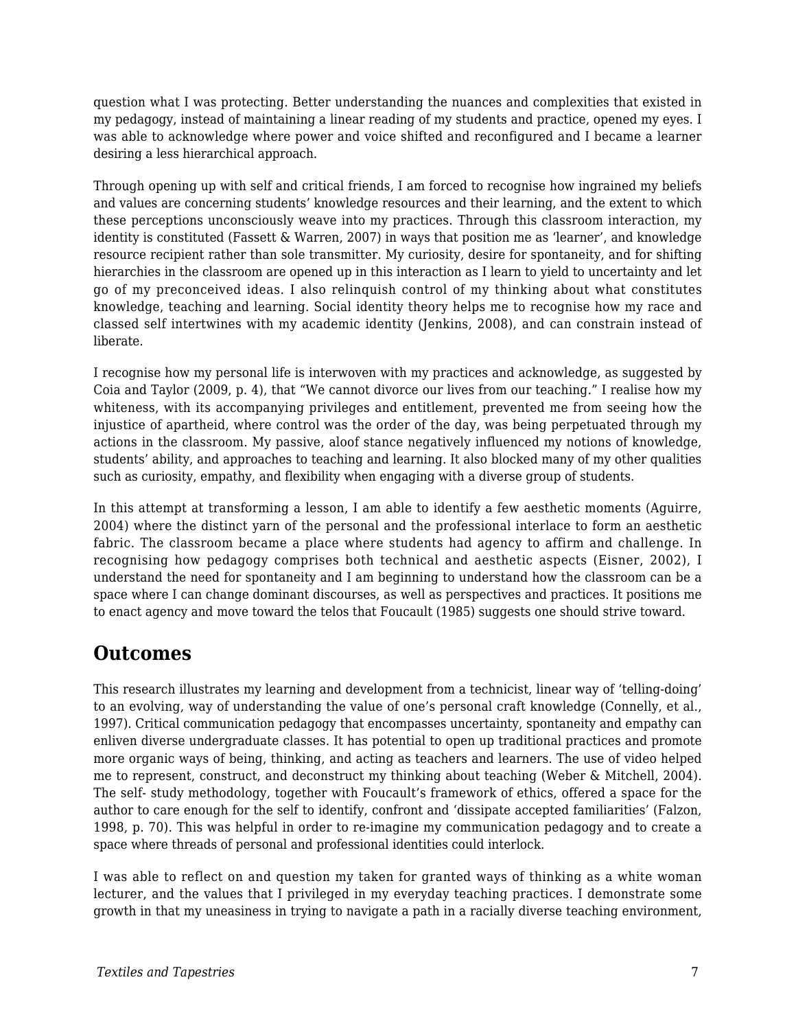question what I was protecting. Better understanding the nuances and complexities that existed in my pedagogy, instead of maintaining a linear reading of my students and practice, opened my eyes. I was able to acknowledge where power and voice shifted and reconfigured and I became a learner desiring a less hierarchical approach.

Through opening up with self and critical friends, I am forced to recognise how ingrained my beliefs and values are concerning students' knowledge resources and their learning, and the extent to which these perceptions unconsciously weave into my practices. Through this classroom interaction, my identity is constituted (Fassett & Warren, 2007) in ways that position me as 'learner', and knowledge resource recipient rather than sole transmitter. My curiosity, desire for spontaneity, and for shifting hierarchies in the classroom are opened up in this interaction as I learn to yield to uncertainty and let go of my preconceived ideas. I also relinquish control of my thinking about what constitutes knowledge, teaching and learning. Social identity theory helps me to recognise how my race and classed self intertwines with my academic identity (Jenkins, 2008), and can constrain instead of liberate.

I recognise how my personal life is interwoven with my practices and acknowledge, as suggested by Coia and Taylor (2009, p. 4), that "We cannot divorce our lives from our teaching." I realise how my whiteness, with its accompanying privileges and entitlement, prevented me from seeing how the injustice of apartheid, where control was the order of the day, was being perpetuated through my actions in the classroom. My passive, aloof stance negatively influenced my notions of knowledge, students' ability, and approaches to teaching and learning. It also blocked many of my other qualities such as curiosity, empathy, and flexibility when engaging with a diverse group of students.

In this attempt at transforming a lesson, I am able to identify a few aesthetic moments (Aguirre, 2004) where the distinct yarn of the personal and the professional interlace to form an aesthetic fabric. The classroom became a place where students had agency to affirm and challenge. In recognising how pedagogy comprises both technical and aesthetic aspects (Eisner, 2002), I understand the need for spontaneity and I am beginning to understand how the classroom can be a space where I can change dominant discourses, as well as perspectives and practices. It positions me to enact agency and move toward the telos that Foucault (1985) suggests one should strive toward.

## Outcomes

This research illustrates my learning and development from a technicist, linear way of 'telling-doing' to an evolving, way of understanding the value of one's personal craft knowledge (Connelly, et al., 1997). Critical communication pedagogy that encompasses uncertainty, spontaneity and empathy can enliven diverse undergraduate classes. It has potential to open up traditional practices and promote more organic ways of being, thinking, and acting as teachers and learners. The use of video helped me to represent, construct, and deconstruct my thinking about teaching (Weber & Mitchell, 2004). The self- study methodology, together with Foucault's framework of ethics, offered a space for the author to care enough for the self to identify, confront and 'dissipate accepted familiarities' (Falzon, 1998, p. 70). This was helpful in order to re-imagine my communication pedagogy and to create a space where threads of personal and professional identities could interlock.

I was able to reflect on and question my taken for granted ways of thinking as a white woman lecturer, and the values that I privileged in my everyday teaching practices. I demonstrate some growth in that my uneasiness in trying to navigate a path in a racially diverse teaching environment,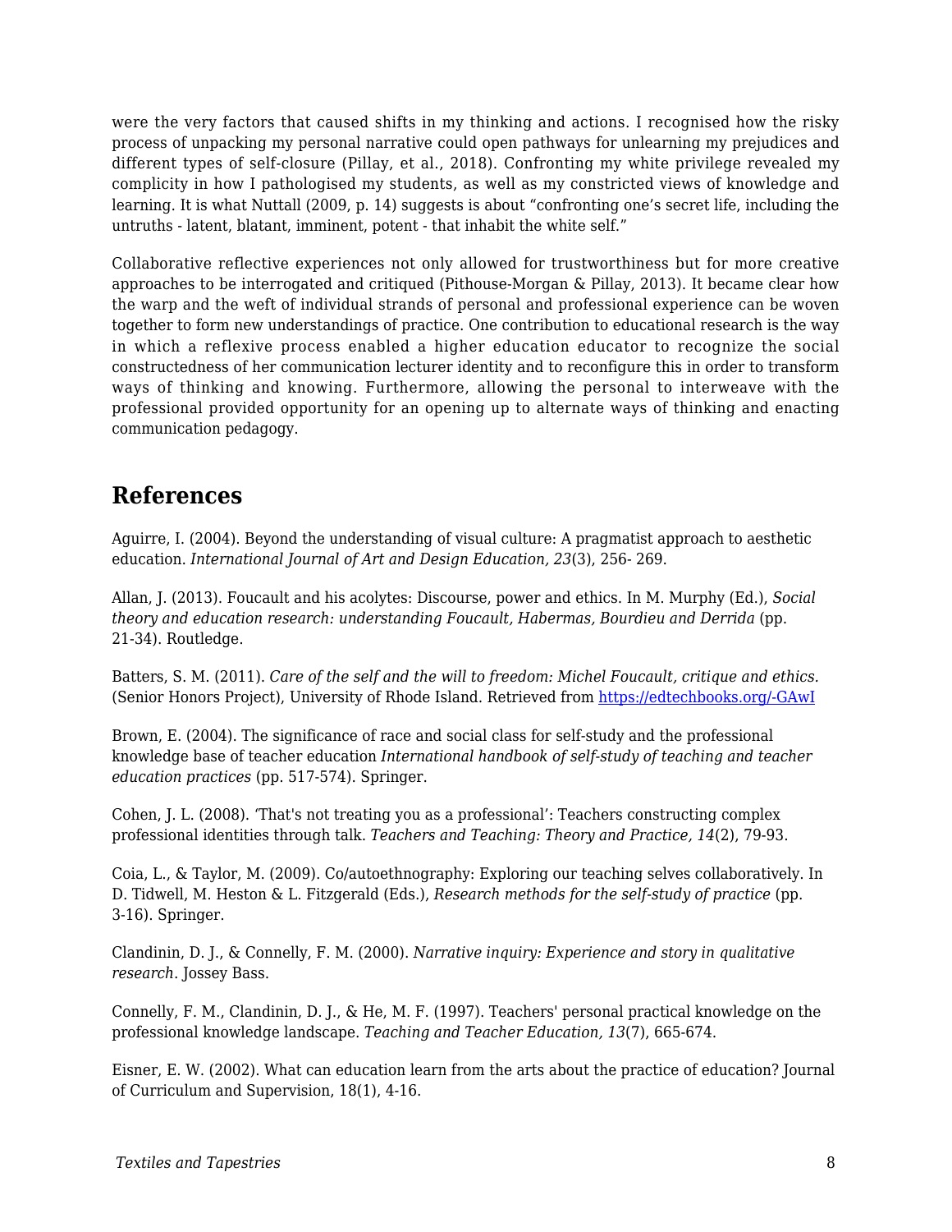were the very factors that caused shifts in my thinking and actions. I recognised how the risky process of unpacking my personal narrative could open pathways for unlearning my prejudices and different types of self-closure (Pillay, et al., 2018). Confronting my white privilege revealed my complicity in how I pathologised my students, as well as my constricted views of knowledge and learning. It is what Nuttall (2009, p. 14) suggests is about "confronting one's secret life, including the untruths - latent, blatant, imminent, potent - that inhabit the white self."

Collaborative reflective experiences not only allowed for trustworthiness but for more creative approaches to be interrogated and critiqued (Pithouse-Morgan & Pillay, 2013). It became clear how the warp and the weft of individual strands of personal and professional experience can be woven together to form new understandings of practice. One contribution to educational research is the way in which a reflexive process enabled a higher education educator to recognize the social constructedness of her communication lecturer identity and to reconfigure this in order to transform ways of thinking and knowing. Furthermore, allowing the personal to interweave with the professional provided opportunity for an opening up to alternate ways of thinking and enacting communication pedagogy.

## References

Aguirre, I. (2004). Beyond the understanding of visual culture: A pragmatist approach to aesthetic education. *International Journal of Art and Design Education, 23*(3), 256- 269.

Allan, J. (2013). Foucault and his acolytes: Discourse, power and ethics. In M. Murphy (Ed.), *Social theory and education research: understanding Foucault, Habermas, Bourdieu and Derrida* (pp. 21-34). Routledge.

Batters, S. M. (2011). *Care of the self and the will to freedom: Michel Foucault, critique and ethics.* (Senior Honors Project), University of Rhode Island. Retrieved from https://edtechbooks.org/-GAwI

Brown, E. (2004). The significance of race and social class for self-study and the professional knowledge base of teacher education *International handbook of self-study of teaching and teacher education practices* (pp. 517-574). Springer.

Cohen, J. L. (2008). 'That's not treating you as a professional': Teachers constructing complex professional identities through talk. *Teachers and Teaching: Theory and Practice, 14*(2), 79-93.

Coia, L., & Taylor, M. (2009). Co/autoethnography: Exploring our teaching selves collaboratively. In D. Tidwell, M. Heston & L. Fitzgerald (Eds.), *Research methods for the self-study of practice* (pp. 3-16). Springer.

Clandinin, D. J., & Connelly, F. M. (2000). *Narrative inquiry: Experience and story in qualitative research*. Jossey Bass.

Connelly, F. M., Clandinin, D. J., & He, M. F. (1997). Teachers' personal practical knowledge on the professional knowledge landscape. *Teaching and Teacher Education, 13*(7), 665-674.

Eisner, E. W. (2002). What can education learn from the arts about the practice of education? Journal of Curriculum and Supervision, 18(1), 4-16.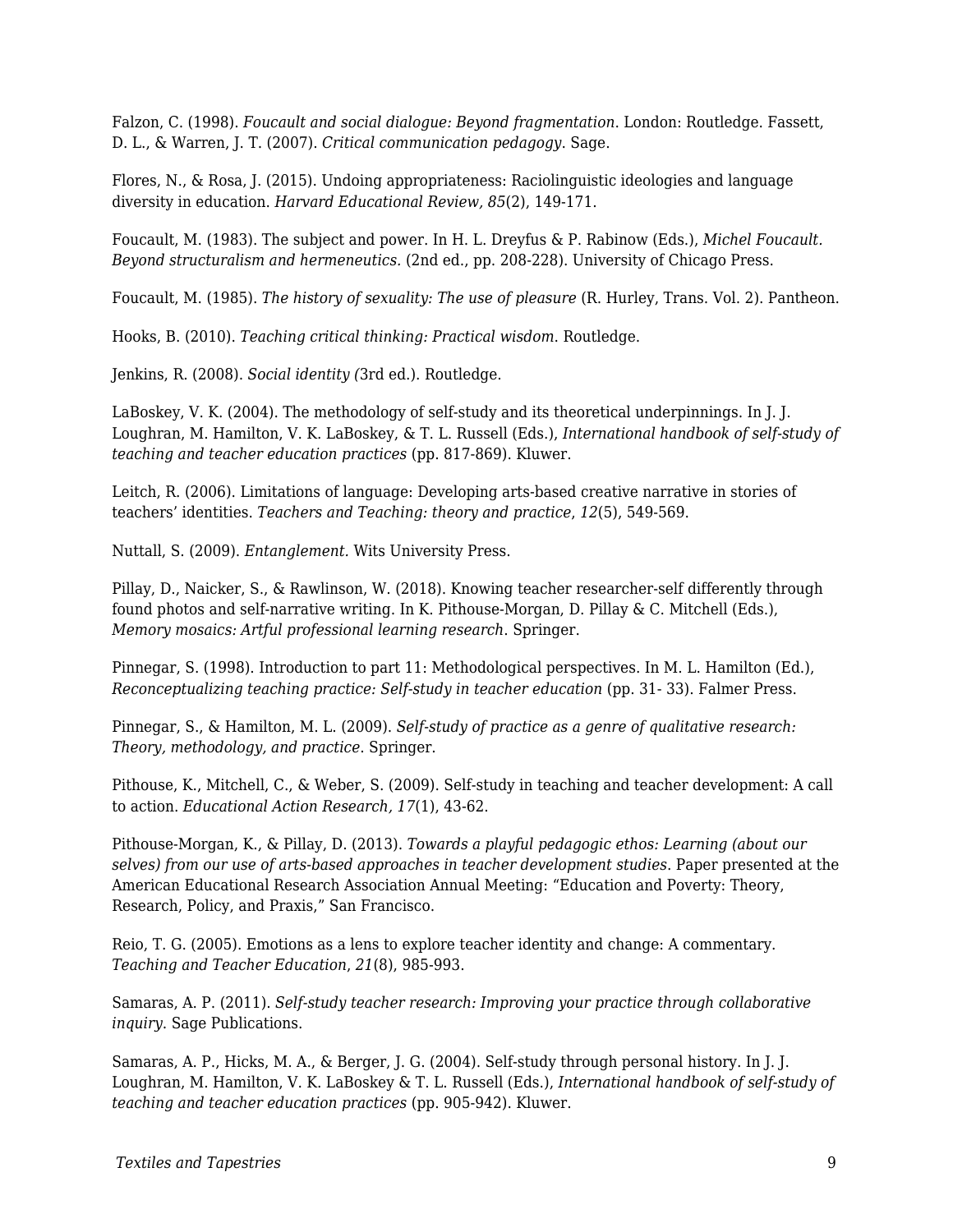Falzon, C. (1998). *Foucault and social dialogue: Beyond fragmentation*. London: Routledge. Fassett, D. L., & Warren, J. T. (2007). *Critical communication pedagogy*. Sage.

Flores, N., & Rosa, J. (2015). Undoing appropriateness: Raciolinguistic ideologies and language diversity in education. *Harvard Educational Review, 85*(2), 149-171.

Foucault, M. (1983). The subject and power. In H. L. Dreyfus & P. Rabinow (Eds.), *Michel Foucault. Beyond structuralism and hermeneutics.* (2nd ed., pp. 208-228). University of Chicago Press.

Foucault, M. (1985). *The history of sexuality: The use of pleasure* (R. Hurley, Trans. Vol. 2). Pantheon.

Hooks, B. (2010). *Teaching critical thinking: Practical wisdom*. Routledge.

Jenkins, R. (2008). *Social identity (*3rd ed.). Routledge.

LaBoskey, V. K. (2004). The methodology of self-study and its theoretical underpinnings. In J. J. Loughran, M. Hamilton, V. K. LaBoskey, & T. L. Russell (Eds.), *International handbook of self-study of teaching and teacher education practices* (pp. 817-869). Kluwer.

Leitch, R. (2006). Limitations of language: Developing arts-based creative narrative in stories of teachers' identities. *Teachers and Teaching: theory and practice*, *12*(5), 549-569.

Nuttall, S. (2009). *Entanglement.* Wits University Press.

Pillay, D., Naicker, S., & Rawlinson, W. (2018). Knowing teacher researcher-self differently through found photos and self-narrative writing. In K. Pithouse-Morgan, D. Pillay & C. Mitchell (Eds.), *Memory mosaics: Artful professional learning research*. Springer.

Pinnegar, S. (1998). Introduction to part 11: Methodological perspectives. In M. L. Hamilton (Ed.), *Reconceptualizing teaching practice: Self-study in teacher education* (pp. 31- 33). Falmer Press.

Pinnegar, S., & Hamilton, M. L. (2009). *Self-study of practice as a genre of qualitative research: Theory, methodology, and practice*. Springer.

Pithouse, K., Mitchell, C., & Weber, S. (2009). Self-study in teaching and teacher development: A call to action. *Educational Action Research, 17*(1), 43-62.

Pithouse-Morgan, K., & Pillay, D. (2013). *Towards a playful pedagogic ethos: Learning (about our selves) from our use of arts-based approaches in teacher development studies*. Paper presented at the American Educational Research Association Annual Meeting: "Education and Poverty: Theory, Research, Policy, and Praxis," San Francisco.

Reio, T. G. (2005). Emotions as a lens to explore teacher identity and change: A commentary. *Teaching and Teacher Education*, *21*(8), 985-993.

Samaras, A. P. (2011). *Self-study teacher research: Improving your practice through collaborative inquiry*. Sage Publications.

Samaras, A. P., Hicks, M. A., & Berger, J. G. (2004). Self-study through personal history. In J. J. Loughran, M. Hamilton, V. K. LaBoskey & T. L. Russell (Eds.), *International handbook of self-study of teaching and teacher education practices* (pp. 905-942). Kluwer.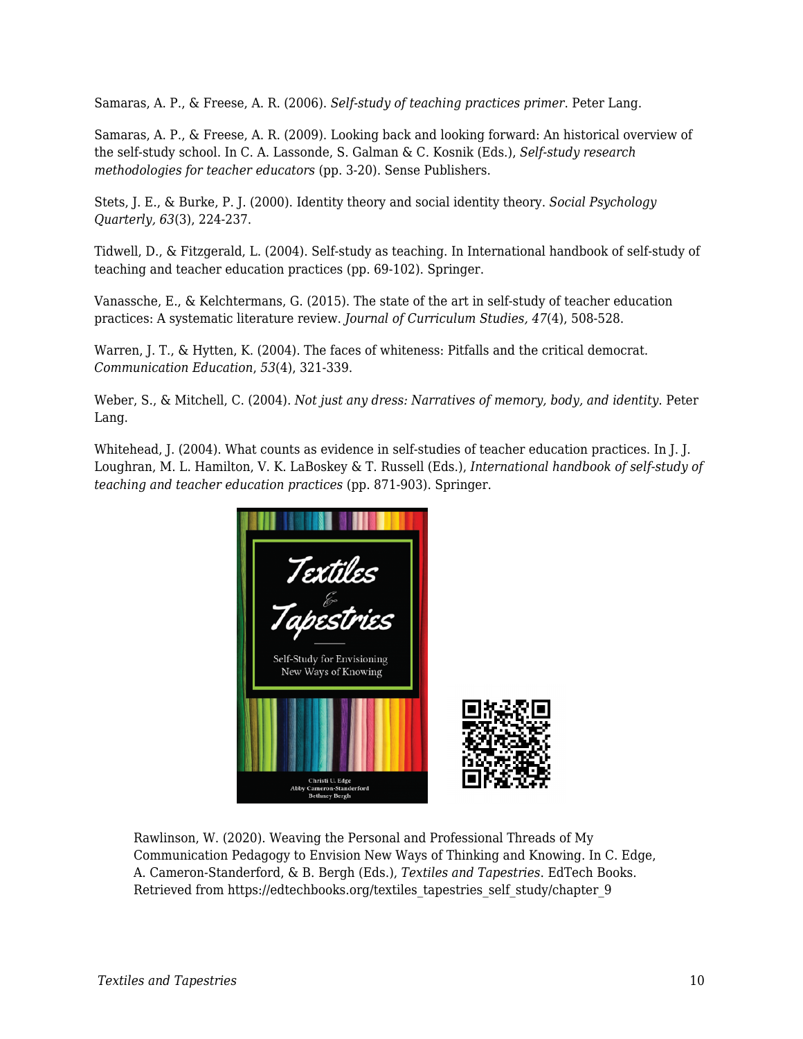Samaras, A. P., & Freese, A. R. (2006). *Self-study of teaching practices primer*. Peter Lang.

Samaras, A. P., & Freese, A. R. (2009). Looking back and looking forward: An historical overview of the self-study school. In C. A. Lassonde, S. Galman & C. Kosnik (Eds.), *Self-study research methodologies for teacher educators* (pp. 3-20). Sense Publishers.

Stets, J. E., & Burke, P. J. (2000). Identity theory and social identity theory. *Social Psychology Quarterly, 63*(3), 224-237.

Tidwell, D., & Fitzgerald, L. (2004). Self-study as teaching. In International handbook of self-study of teaching and teacher education practices (pp. 69-102). Springer.

Vanassche, E., & Kelchtermans, G. (2015). The state of the art in self-study of teacher education practices: A systematic literature review. *Journal of Curriculum Studies, 47*(4), 508-528.

Warren, J. T., & Hytten, K. (2004). The faces of whiteness: Pitfalls and the critical democrat. *Communication Education*, *53*(4), 321-339.

Weber, S., & Mitchell, C. (2004). *Not just any dress: Narratives of memory, body, and identity*. Peter Lang.

Whitehead, J. (2004). What counts as evidence in self-studies of teacher education practices. In J. J. Loughran, M. L. Hamilton, V. K. LaBoskey & T. Russell (Eds.), *International handbook of self-study of teaching and teacher education practices* (pp. 871-903). Springer.

Rawlinson, W. (2020). Weaving the Personal and Professional Threads of My Communication Pedagogy to Envision New Ways of Thinking and Knowing. In C. Edge, A. Cameron-Standerford, & B. Bergh (Eds.), *Textiles and Tapestries*. EdTech Books. Retrieved from https://edtechbooks.org/textiles_tapestries_self_study/chapter_9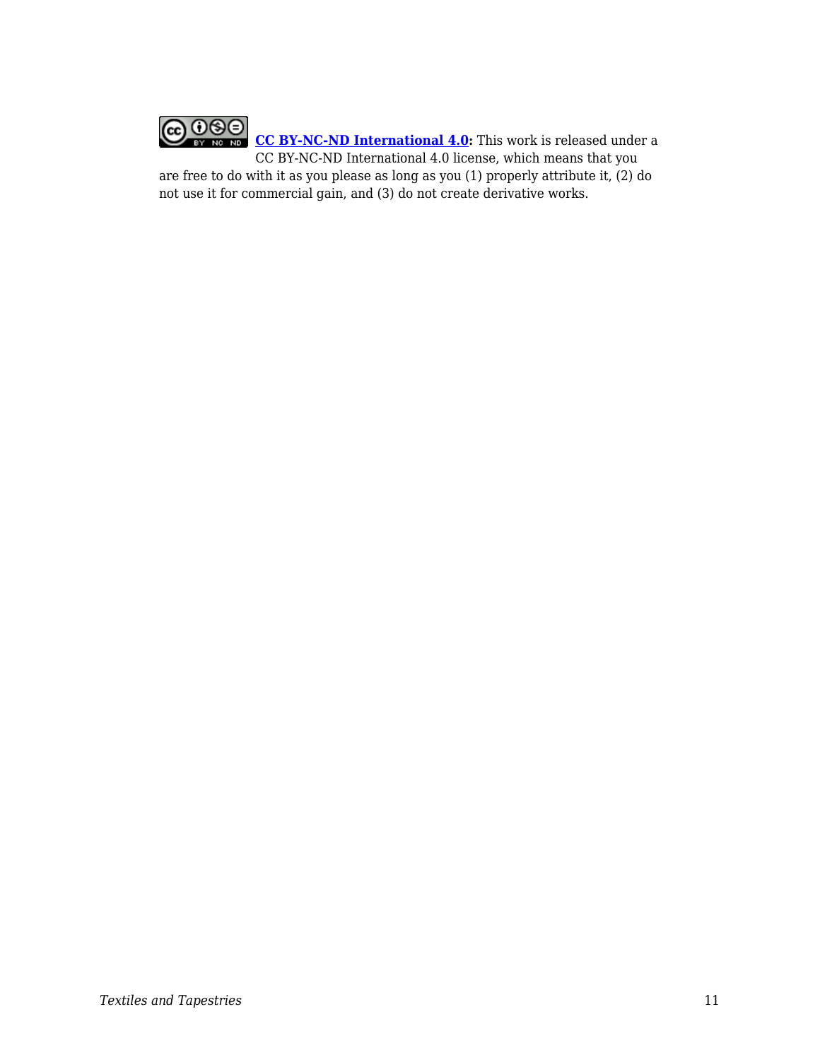**[CC BY-NC-ND International 4.0](https://creativecommons.org/licenses/by-nc-nd/4.0/):** This work is released under a CC BY-NC-ND International 4.0 license, which means that you are free to do with it as you please as long as you (1) properly attribute it, (2) do not use it for commercial gain, and (3) do not create derivative works.